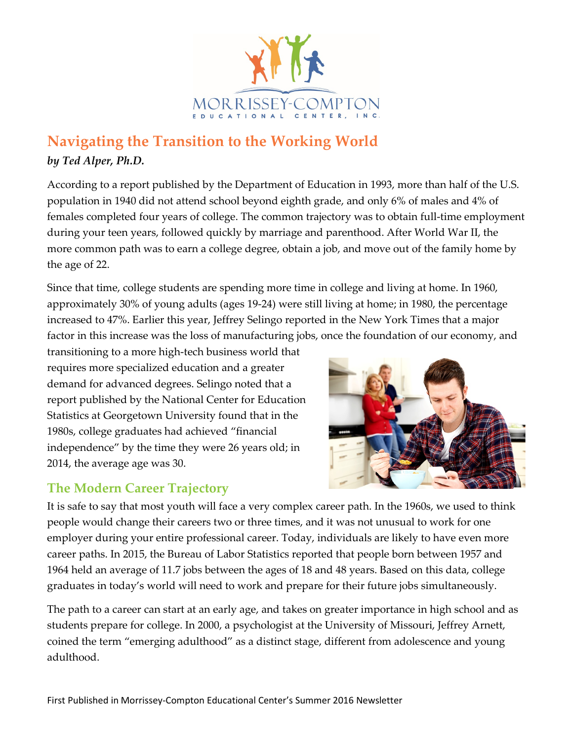MORRISSEY-COMPTON
EDUCATIONAL CENTER, INC.

# Navigating the Transition to the Working World

***by Ted Alper, Ph.D.***

According to a report published by the Department of Education in 1993, more than half of the U.S. population in 1940 did not attend school beyond eighth grade, and only 6% of males and 4% of females completed four years of college. The common trajectory was to obtain full-time employment during your teen years, followed quickly by marriage and parenthood. After World War II, the more common path was to earn a college degree, obtain a job, and move out of the family home by the age of 22.

Since that time, college students are spending more time in college and living at home. In 1960, approximately 30% of young adults (ages 19-24) were still living at home; in 1980, the percentage increased to 47%. Earlier this year, Jeffrey Selingo reported in the New York Times that a major factor in this increase was the loss of manufacturing jobs, once the foundation of our economy, and transitioning to a more high-tech business world that requires more specialized education and a greater demand for advanced degrees. Selingo noted that a report published by the National Center for Education Statistics at Georgetown University found that in the 1980s, college graduates had achieved "financial independence" by the time they were 26 years old; in 2014, the average age was 30.

## The Modern Career Trajectory

It is safe to say that most youth will face a very complex career path. In the 1960s, we used to think people would change their careers two or three times, and it was not unusual to work for one employer during your entire professional career. Today, individuals are likely to have even more career paths. In 2015, the Bureau of Labor Statistics reported that people born between 1957 and 1964 held an average of 11.7 jobs between the ages of 18 and 48 years. Based on this data, college graduates in today's world will need to work and prepare for their future jobs simultaneously.

The path to a career can start at an early age, and takes on greater importance in high school and as students prepare for college. In 2000, a psychologist at the University of Missouri, Jeffrey Arnett, coined the term "emerging adulthood" as a distinct stage, different from adolescence and young adulthood.

First Published in Morrissey-Compton Educational Center's Summer 2016 Newsletter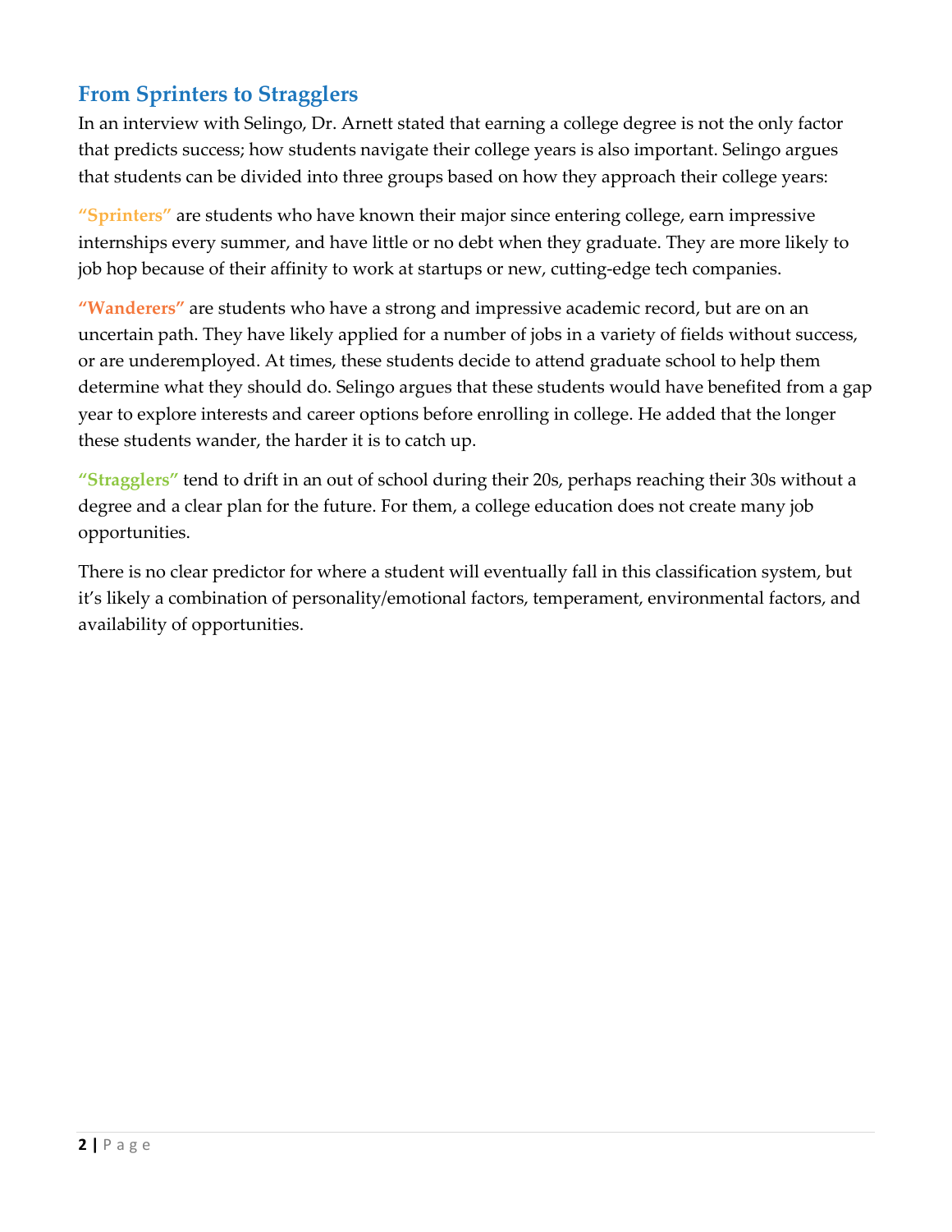## From Sprinters to Stragglers

In an interview with Selingo, Dr. Arnett stated that earning a college degree is not the only factor that predicts success; how students navigate their college years is also important. Selingo argues that students can be divided into three groups based on how they approach their college years:

**"Sprinters"** are students who have known their major since entering college, earn impressive internships every summer, and have little or no debt when they graduate. They are more likely to job hop because of their affinity to work at startups or new, cutting-edge tech companies.

**"Wanderers"** are students who have a strong and impressive academic record, but are on an uncertain path. They have likely applied for a number of jobs in a variety of fields without success, or are underemployed. At times, these students decide to attend graduate school to help them determine what they should do. Selingo argues that these students would have benefited from a gap year to explore interests and career options before enrolling in college. He added that the longer these students wander, the harder it is to catch up.

**"Stragglers"** tend to drift in an out of school during their 20s, perhaps reaching their 30s without a degree and a clear plan for the future. For them, a college education does not create many job opportunities.

There is no clear predictor for where a student will eventually fall in this classification system, but it's likely a combination of personality/emotional factors, temperament, environmental factors, and availability of opportunities.